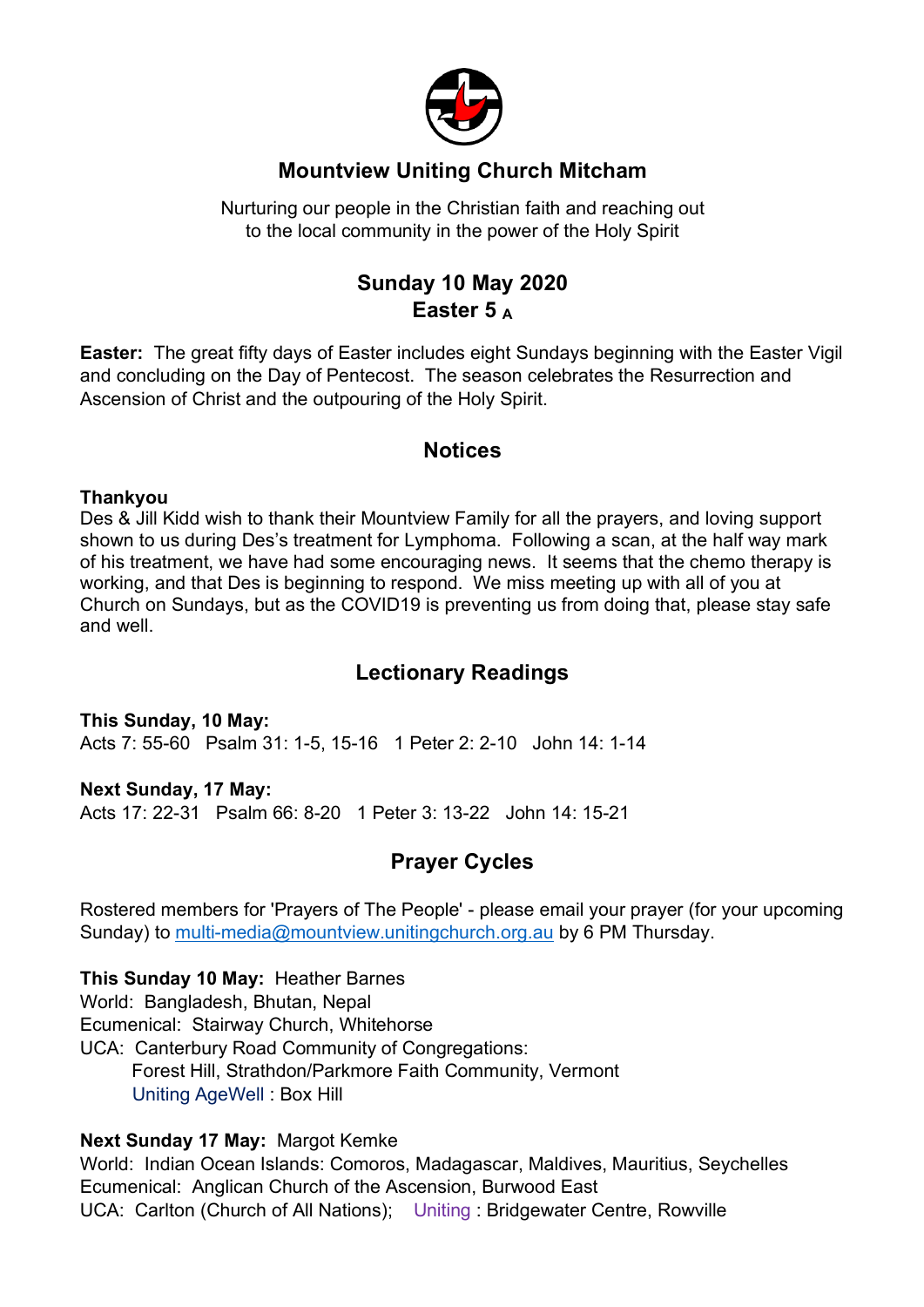# Mountview Uniting Church Mitcham

Nurturing our people in the Christian faith and reaching out
to the local community in the power of the Holy Spirit

## Sunday 10 May 2020
## Easter 5 A

**Easter:** The great fifty days of Easter includes eight Sundays beginning with the Easter Vigil and concluding on the Day of Pentecost. The season celebrates the Resurrection and Ascension of Christ and the outpouring of the Holy Spirit.

## Notices

**Thankyou**
Des & Jill Kidd wish to thank their Mountview Family for all the prayers, and loving support shown to us during Des's treatment for Lymphoma. Following a scan, at the half way mark of his treatment, we have had some encouraging news. It seems that the chemo therapy is working, and that Des is beginning to respond. We miss meeting up with all of you at Church on Sundays, but as the COVID19 is preventing us from doing that, please stay safe and well.

## Lectionary Readings

**This Sunday, 10 May:**
Acts 7: 55-60 Psalm 31: 1-5, 15-16 1 Peter 2: 2-10 John 14: 1-14

**Next Sunday, 17 May:**
Acts 17: 22-31 Psalm 66: 8-20 1 Peter 3: 13-22 John 14: 15-21

## Prayer Cycles

Rostered members for 'Prayers of The People' - please email your prayer (for your upcoming Sunday) to multi-media@mountview.unitingchurch.org.au by 6 PM Thursday.

**This Sunday 10 May:** Heather Barnes
World: Bangladesh, Bhutan, Nepal
Ecumenical: Stairway Church, Whitehorse
UCA: Canterbury Road Community of Congregations:
Forest Hill, Strathdon/Parkmore Faith Community, Vermont
Uniting AgeWell : Box Hill

**Next Sunday 17 May:** Margot Kemke
World: Indian Ocean Islands: Comoros, Madagascar, Maldives, Mauritius, Seychelles
Ecumenical: Anglican Church of the Ascension, Burwood East
UCA: Carlton (Church of All Nations); Uniting : Bridgewater Centre, Rowville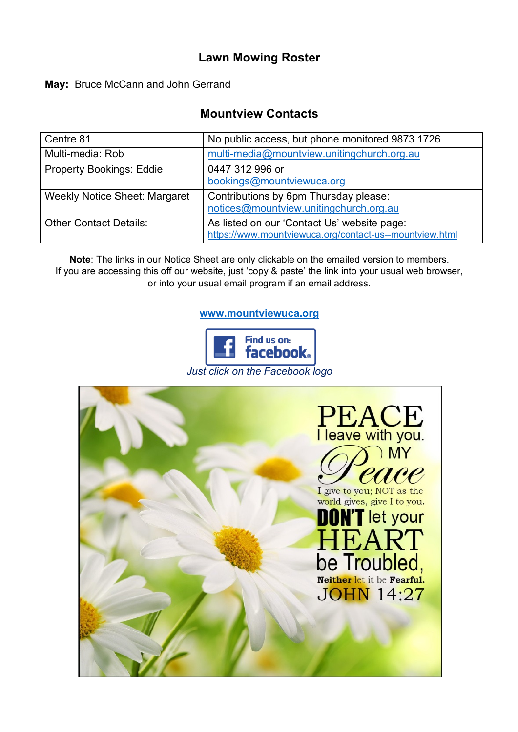## Lawn Mowing Roster

**May:** Bruce McCann and John Gerrand

## Mountview Contacts

| | |
|---|---|
| Centre 81 | No public access, but phone monitored 9873 1726 |
| Multi-media: Rob | multi-media@mountview.unitingchurch.org.au |
| Property Bookings: Eddie | 0447 312 996 or bookings@mountviewuca.org |
| Weekly Notice Sheet: Margaret | Contributions by 6pm Thursday please: notices@mountview.unitingchurch.org.au |
| Other Contact Details: | As listed on our 'Contact Us' website page: https://www.mountviewuca.org/contact-us--mountview.html |

**Note**: The links in our Notice Sheet are only clickable on the emailed version to members. If you are accessing this off our website, just 'copy & paste' the link into your usual web browser, or into your usual email program if an email address.

**www.mountviewuca.org**

Find us on: facebook.

*Just click on the Facebook logo*

PEACE I leave with you. MY Peace I give to you; NOT as the world gives, give I to you. DON'T let your HEART be Troubled, Neither let it be Fearful. JOHN 14:27